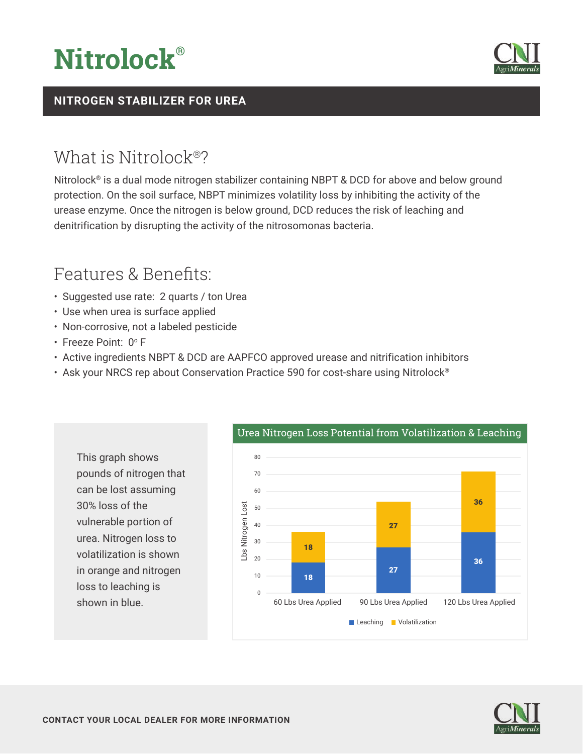# Nitrolock®

CNI AgriMinerals

## NITROGEN STABILIZER FOR UREA

## What is Nitrolock®?

Nitrolock® is a dual mode nitrogen stabilizer containing NBPT & DCD for above and below ground protection. On the soil surface, NBPT minimizes volatility loss by inhibiting the activity of the urease enzyme. Once the nitrogen is below ground, DCD reduces the risk of leaching and denitrification by disrupting the activity of the nitrosomonas bacteria.

## Features & Benefits:

- Suggested use rate: 2 quarts / ton Urea
- Use when urea is surface applied
- Non-corrosive, not a labeled pesticide
- Freeze Point: 0° F
- Active ingredients NBPT & DCD are AAPFCO approved urease and nitrification inhibitors
- Ask your NRCS rep about Conservation Practice 590 for cost-share using Nitrolock®

This graph shows pounds of nitrogen that can be lost assuming 30% loss of the vulnerable portion of urea. Nitrogen loss to volatilization is shown in orange and nitrogen loss to leaching is shown in blue.

**Urea Nitrogen Loss Potential from Volatilization & Leaching**

| Lbs Nitrogen Lost | Leaching | Volatilization |
| --- | --- | --- |
| 60 Lbs Urea Applied | 18 | 18 |
| 90 Lbs Urea Applied | 27 | 27 |
| 120 Lbs Urea Applied | 36 | 36 |

**CONTACT YOUR LOCAL DEALER FOR MORE INFORMATION**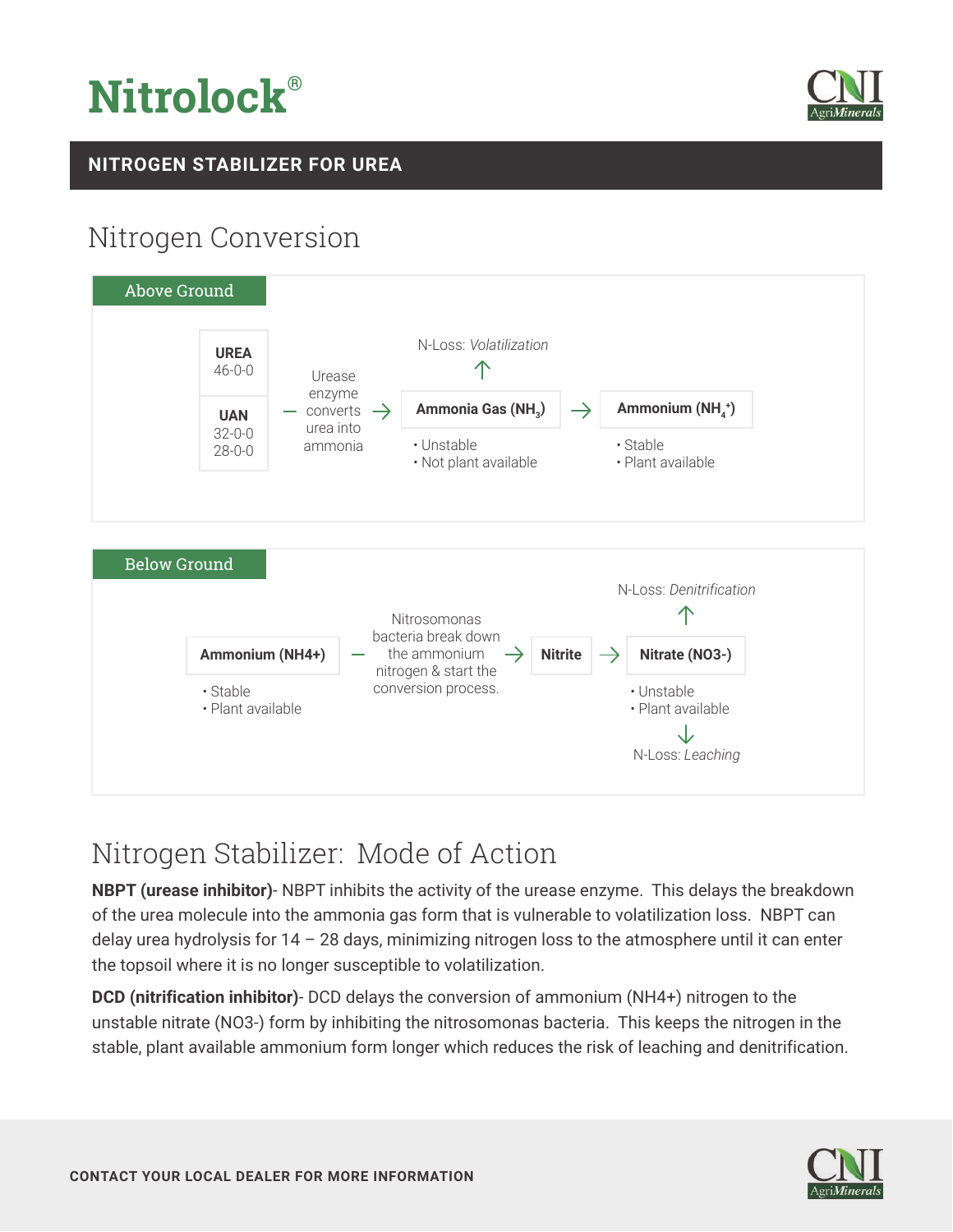# Nitrolock®

**NITROGEN STABILIZER FOR UREA**

## Nitrogen Conversion

### Above Ground

**UREA**
46-0-0

**UAN**
32-0-0
28-0-0

Urease enzyme converts urea into ammonia

N-Loss: *Volatilization*

**Ammonia Gas ($NH_3$)**

- Unstable
- Not plant available

**Ammonium ($NH_4^+$)**

- Stable
- Plant available

### Below Ground

**Ammonium (NH4+)**

- Stable
- Plant available

Nitrosomonas bacteria break down the ammonium nitrogen & start the conversion process.

**Nitrite**

N-Loss: *Denitrification*

**Nitrate (NO3-)**

- Unstable
- Plant available

N-Loss: *Leaching*

## Nitrogen Stabilizer: Mode of Action

**NBPT (urease inhibitor)**- NBPT inhibits the activity of the urease enzyme. This delays the breakdown of the urea molecule into the ammonia gas form that is vulnerable to volatilization loss. NBPT can delay urea hydrolysis for 14 – 28 days, minimizing nitrogen loss to the atmosphere until it can enter the topsoil where it is no longer susceptible to volatilization.

**DCD (nitrification inhibitor)**- DCD delays the conversion of ammonium (NH4+) nitrogen to the unstable nitrate (NO3-) form by inhibiting the nitrosomonas bacteria. This keeps the nitrogen in the stable, plant available ammonium form longer which reduces the risk of leaching and denitrification.

**CONTACT YOUR LOCAL DEALER FOR MORE INFORMATION**